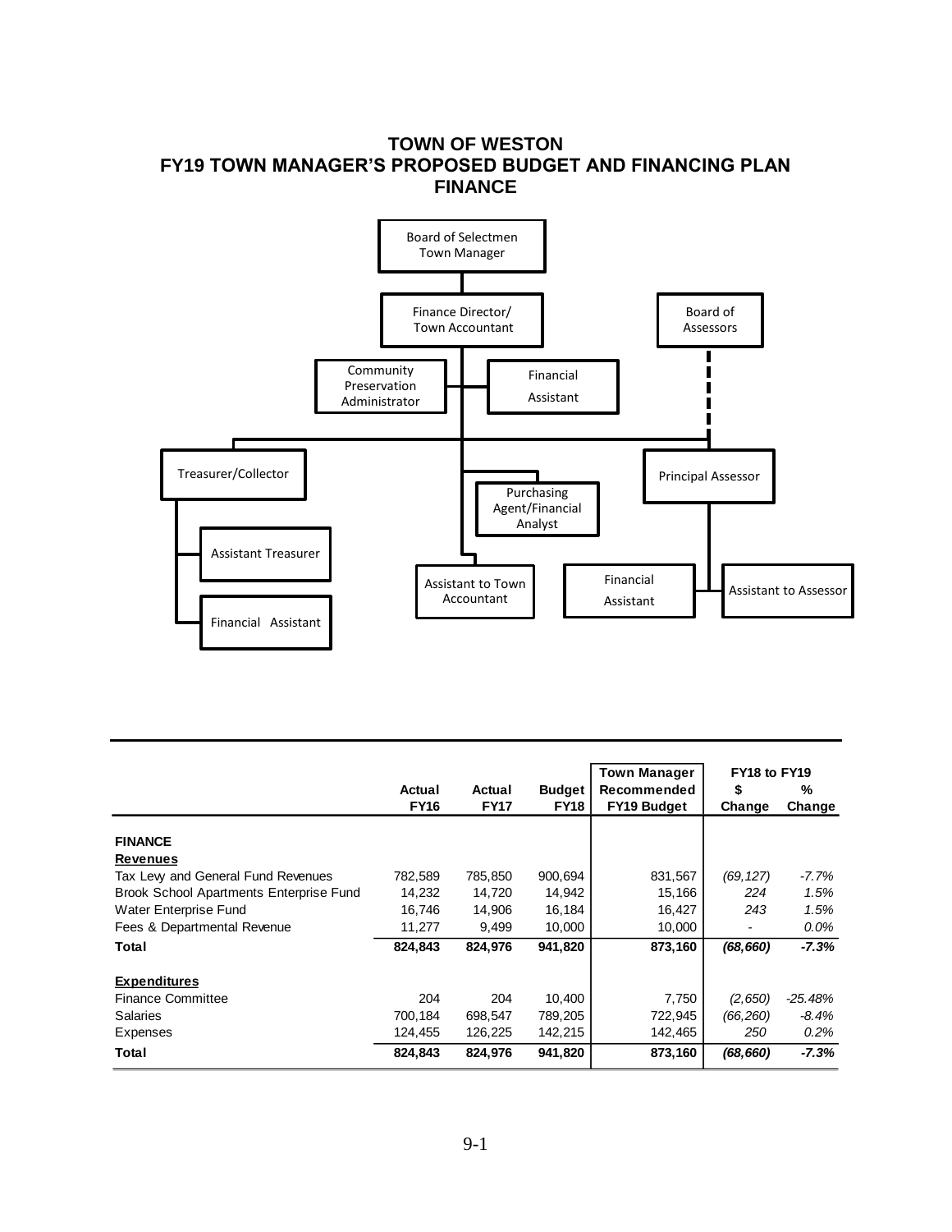# TOWN OF WESTON
## FY19 TOWN MANAGER'S PROPOSED BUDGET AND FINANCING PLAN
## FINANCE

Board of Selectmen
Town Manager

Finance Director/
Town Accountant

Board of
Assessors

Community
Preservation
Administrator

Financial
Assistant

Treasurer/Collector

Purchasing
Agent/Financial
Analyst

Principal Assessor

Assistant Treasurer

Assistant to Town
Accountant

Financial
Assistant

Assistant to Assessor

Financial Assistant

| | Actual FY16 | Actual FY17 | Budget FY18 | Town Manager Recommended FY19 Budget | FY18 to FY19 $ Change | FY18 to FY19 % Change |
|---|---|---|---|---|---|---|
| **FINANCE** | | | | | | |
| **Revenues** | | | | | | |
| Tax Levy and General Fund Revenues | 782,589 | 785,850 | 900,694 | 831,567 | *(69,127)* | *-7.7%* |
| Brook School Apartments Enterprise Fund | 14,232 | 14,720 | 14,942 | 15,166 | *224* | *1.5%* |
| Water Enterprise Fund | 16,746 | 14,906 | 16,184 | 16,427 | *243* | *1.5%* |
| Fees & Departmental Revenue | 11,277 | 9,499 | 10,000 | 10,000 | - | *0.0%* |
| **Total** | **824,843** | **824,976** | **941,820** | **873,160** | ***(68,660)*** | ***-7.3%*** |
| **Expenditures** | | | | | | |
| Finance Committee | 204 | 204 | 10,400 | 7,750 | *(2,650)* | *-25.48%* |
| Salaries | 700,184 | 698,547 | 789,205 | 722,945 | *(66,260)* | *-8.4%* |
| Expenses | 124,455 | 126,225 | 142,215 | 142,465 | *250* | *0.2%* |
| **Total** | **824,843** | **824,976** | **941,820** | **873,160** | ***(68,660)*** | ***-7.3%*** |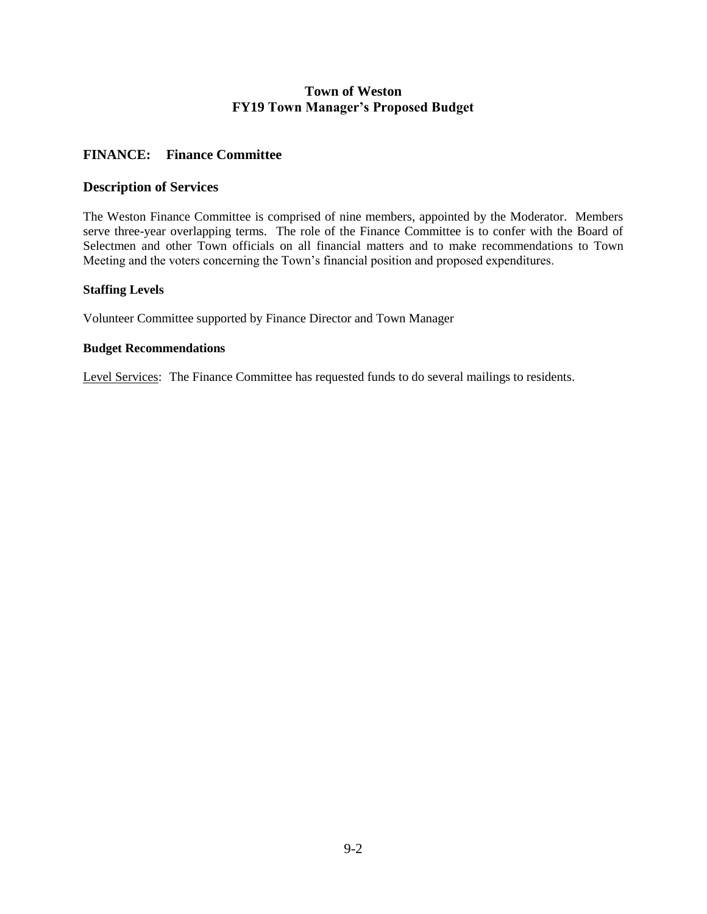# Town of Weston
# FY19 Town Manager's Proposed Budget

## FINANCE: Finance Committee

## Description of Services

The Weston Finance Committee is comprised of nine members, appointed by the Moderator. Members serve three-year overlapping terms. The role of the Finance Committee is to confer with the Board of Selectmen and other Town officials on all financial matters and to make recommendations to Town Meeting and the voters concerning the Town's financial position and proposed expenditures.

### Staffing Levels

Volunteer Committee supported by Finance Director and Town Manager

### Budget Recommendations

Level Services: The Finance Committee has requested funds to do several mailings to residents.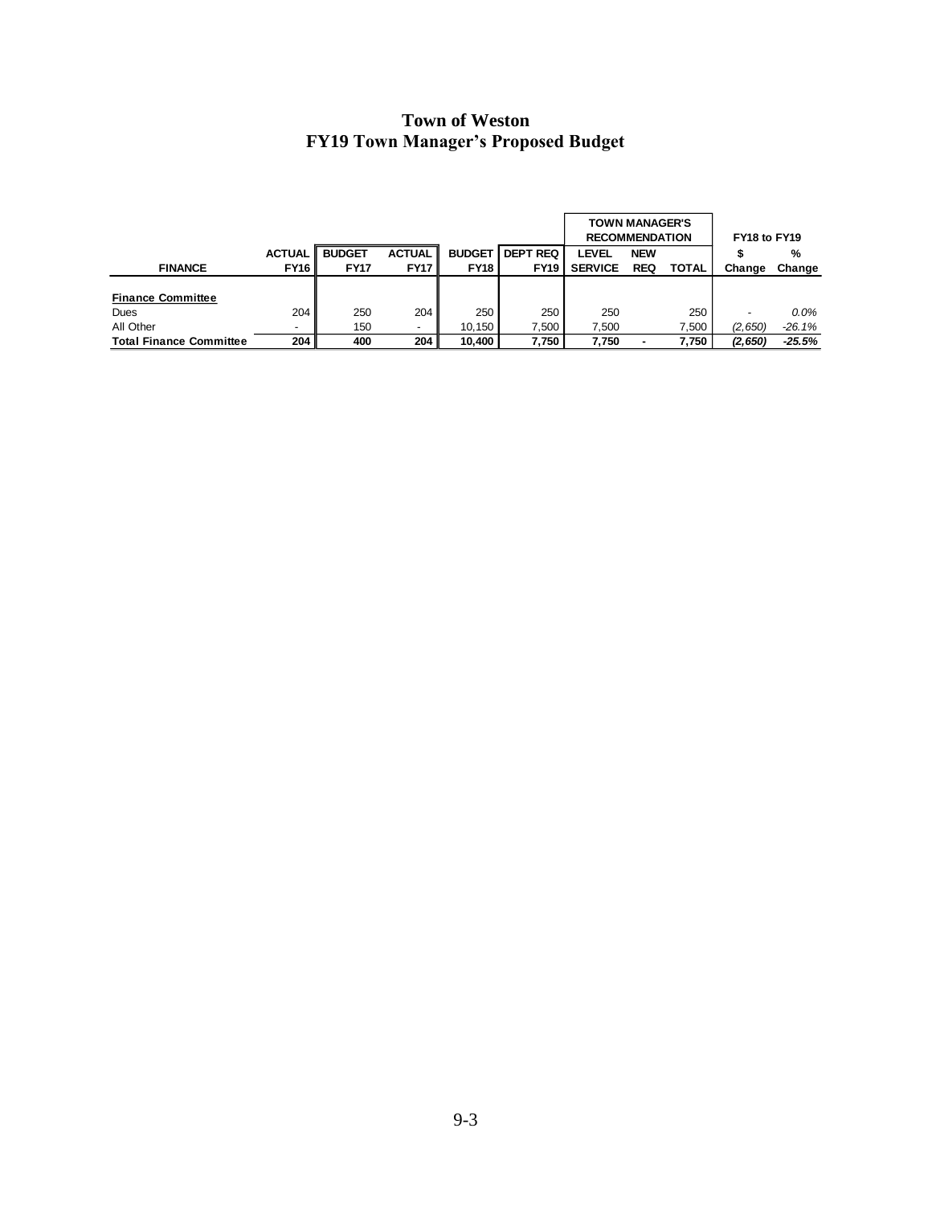# Town of Weston
## FY19 Town Manager's Proposed Budget

| | | | | | | TOWN MANAGER'S RECOMMENDATION | | | FY18 to FY19 | |
|---|---|---|---|---|---|---|---|---|---|---|
| **FINANCE** | **ACTUAL FY16** | **BUDGET FY17** | **ACTUAL FY17** | **BUDGET FY18** | **DEPT REQ FY19** | **LEVEL SERVICE** | **NEW REQ** | **TOTAL** | **$ Change** | **% Change** |
| **Finance Committee** | | | | | | | | | | |
| Dues | 204 | 250 | 204 | 250 | 250 | 250 | | 250 | - | *0.0%* |
| All Other | - | 150 | - | 10,150 | 7,500 | 7,500 | | 7,500 | *(2,650)* | *-26.1%* |
| **Total Finance Committee** | **204** | **400** | **204** | **10,400** | **7,750** | **7,750** | **-** | **7,750** | ***(2,650)*** | ***-25.5%*** |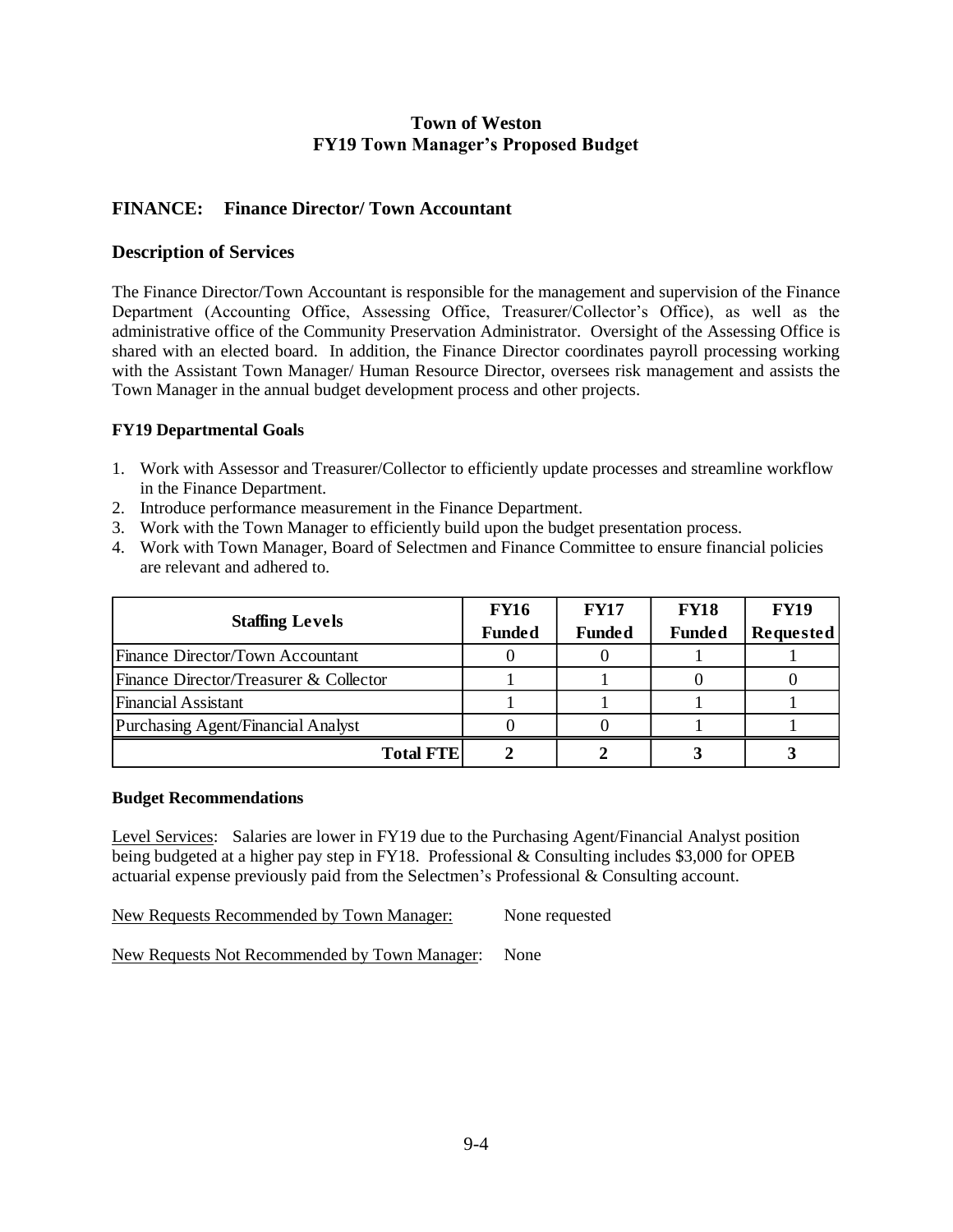**Town of Weston**
**FY19 Town Manager's Proposed Budget**

## FINANCE: Finance Director/ Town Accountant

## Description of Services

The Finance Director/Town Accountant is responsible for the management and supervision of the Finance Department (Accounting Office, Assessing Office, Treasurer/Collector's Office), as well as the administrative office of the Community Preservation Administrator. Oversight of the Assessing Office is shared with an elected board. In addition, the Finance Director coordinates payroll processing working with the Assistant Town Manager/ Human Resource Director, oversees risk management and assists the Town Manager in the annual budget development process and other projects.

### FY19 Departmental Goals

1. Work with Assessor and Treasurer/Collector to efficiently update processes and streamline workflow in the Finance Department.
2. Introduce performance measurement in the Finance Department.
3. Work with the Town Manager to efficiently build upon the budget presentation process.
4. Work with Town Manager, Board of Selectmen and Finance Committee to ensure financial policies are relevant and adhered to.

| Staffing Levels | FY16 Funded | FY17 Funded | FY18 Funded | FY19 Requested |
|---|---|---|---|---|
| Finance Director/Town Accountant | 0 | 0 | 1 | 1 |
| Finance Director/Treasurer & Collector | 1 | 1 | 0 | 0 |
| Financial Assistant | 1 | 1 | 1 | 1 |
| Purchasing Agent/Financial Analyst | 0 | 0 | 1 | 1 |
| **Total FTE** | **2** | **2** | **3** | **3** |

### Budget Recommendations

Level Services: Salaries are lower in FY19 due to the Purchasing Agent/Financial Analyst position being budgeted at a higher pay step in FY18. Professional & Consulting includes $3,000 for OPEB actuarial expense previously paid from the Selectmen's Professional & Consulting account.

New Requests Recommended by Town Manager: None requested

New Requests Not Recommended by Town Manager: None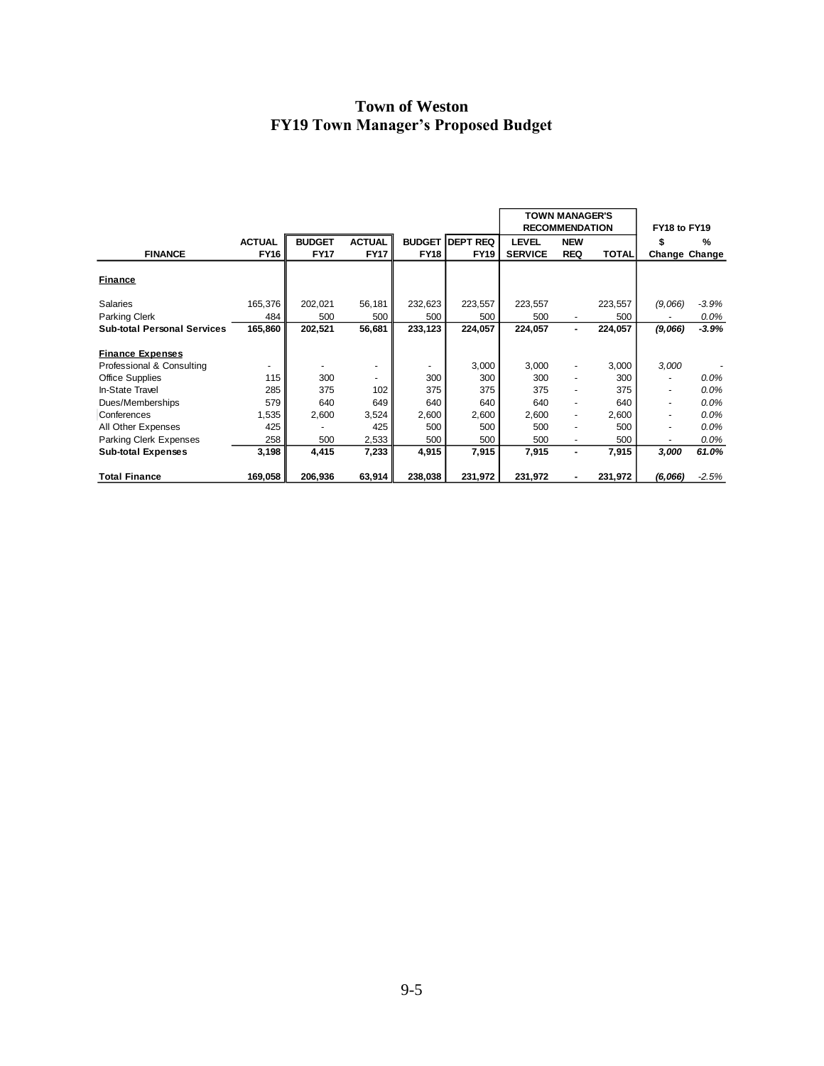# Town of Weston
## FY19 Town Manager's Proposed Budget

| FINANCE | ACTUAL FY16 | BUDGET FY17 | ACTUAL FY17 | BUDGET FY18 | DEPT REQ FY19 | TOWN MANAGER'S RECOMMENDATION LEVEL SERVICE | NEW REQ | TOTAL | FY18 to FY19 $ Change | % Change |
|---|---|---|---|---|---|---|---|---|---|---|
| **Finance** | | | | | | | | | | |
| Salaries | 165,376 | 202,021 | 56,181 | 232,623 | 223,557 | 223,557 | | 223,557 | *(9,066)* | *-3.9%* |
| Parking Clerk | 484 | 500 | 500 | 500 | 500 | 500 | - | 500 | - | *0.0%* |
| **Sub-total Personal Services** | **165,860** | **202,521** | **56,681** | **233,123** | **224,057** | **224,057** | **-** | **224,057** | ***(9,066)*** | ***-3.9%*** |
| **Finance Expenses** | | | | | | | | | | |
| Professional & Consulting | - | - | - | - | 3,000 | 3,000 | - | 3,000 | *3,000* | - |
| Office Supplies | 115 | 300 | - | 300 | 300 | 300 | - | 300 | - | *0.0%* |
| In-State Travel | 285 | 375 | 102 | 375 | 375 | 375 | - | 375 | - | *0.0%* |
| Dues/Memberships | 579 | 640 | 649 | 640 | 640 | 640 | - | 640 | - | *0.0%* |
| Conferences | 1,535 | 2,600 | 3,524 | 2,600 | 2,600 | 2,600 | - | 2,600 | - | *0.0%* |
| All Other Expenses | 425 | - | 425 | 500 | 500 | 500 | - | 500 | - | *0.0%* |
| Parking Clerk Expenses | 258 | 500 | 2,533 | 500 | 500 | 500 | - | 500 | - | *0.0%* |
| **Sub-total Expenses** | **3,198** | **4,415** | **7,233** | **4,915** | **7,915** | **7,915** | **-** | **7,915** | ***3,000*** | ***61.0%*** |
| **Total Finance** | **169,058** | **206,936** | **63,914** | **238,038** | **231,972** | **231,972** | **-** | **231,972** | ***(6,066)*** | *-2.5%* |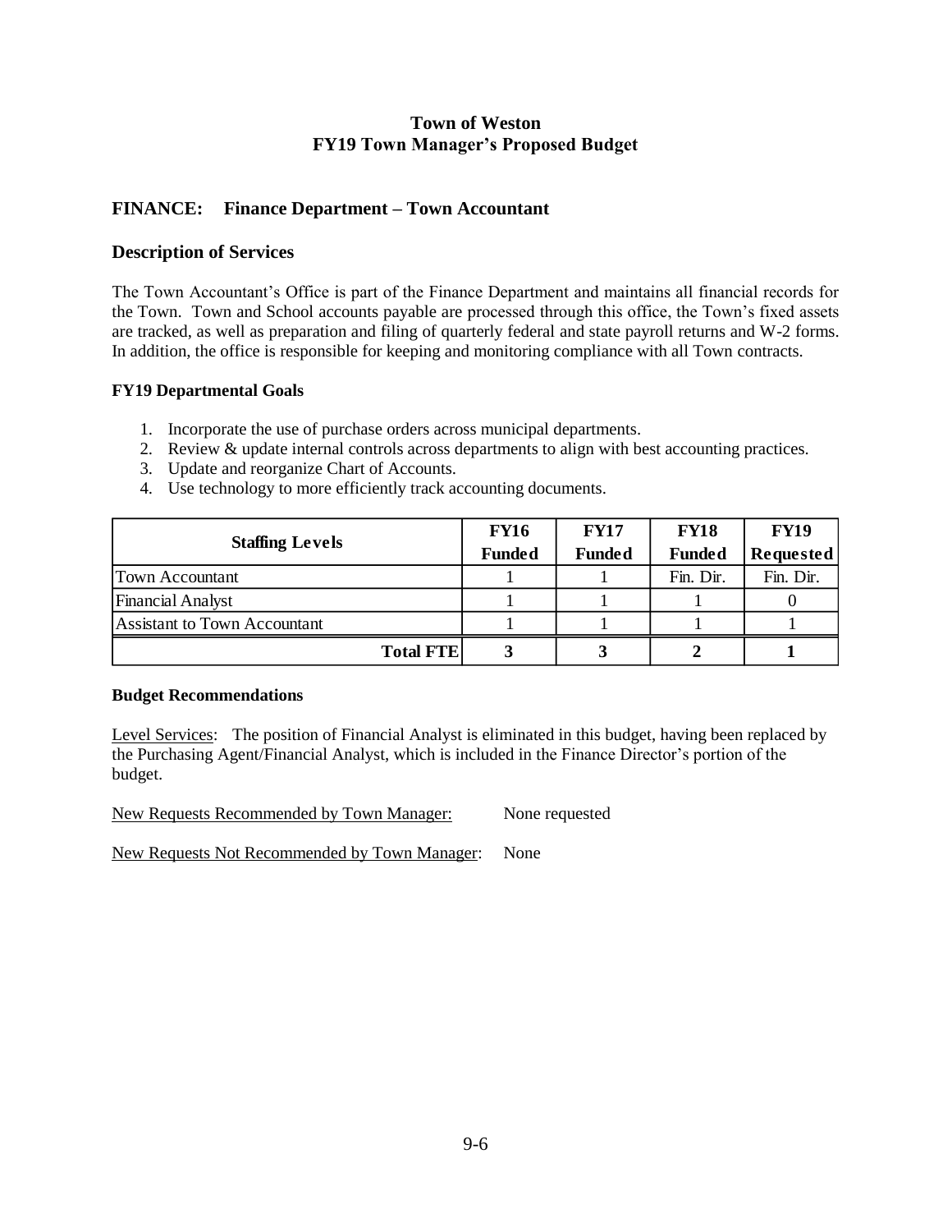**Town of Weston**
**FY19 Town Manager's Proposed Budget**

## FINANCE: Finance Department – Town Accountant

### Description of Services

The Town Accountant's Office is part of the Finance Department and maintains all financial records for the Town. Town and School accounts payable are processed through this office, the Town's fixed assets are tracked, as well as preparation and filing of quarterly federal and state payroll returns and W-2 forms. In addition, the office is responsible for keeping and monitoring compliance with all Town contracts.

#### FY19 Departmental Goals

1. Incorporate the use of purchase orders across municipal departments.
2. Review & update internal controls across departments to align with best accounting practices.
3. Update and reorganize Chart of Accounts.
4. Use technology to more efficiently track accounting documents.

| Staffing Levels | FY16 Funded | FY17 Funded | FY18 Funded | FY19 Requested |
|---|---|---|---|---|
| Town Accountant | 1 | 1 | Fin. Dir. | Fin. Dir. |
| Financial Analyst | 1 | 1 | 1 | 0 |
| Assistant to Town Accountant | 1 | 1 | 1 | 1 |
| **Total FTE** | **3** | **3** | **2** | **1** |

#### Budget Recommendations

Level Services: The position of Financial Analyst is eliminated in this budget, having been replaced by the Purchasing Agent/Financial Analyst, which is included in the Finance Director's portion of the budget.

New Requests Recommended by Town Manager: None requested

New Requests Not Recommended by Town Manager: None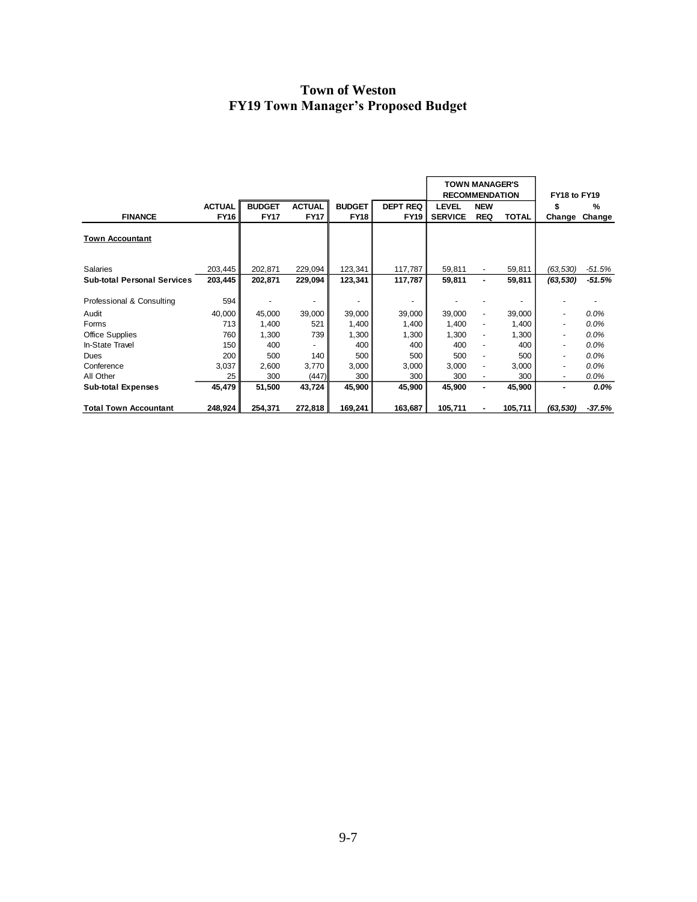# Town of Weston
# FY19 Town Manager's Proposed Budget

| FINANCE | ACTUAL FY16 | BUDGET FY17 | ACTUAL FY17 | BUDGET FY18 | DEPT REQ FY19 | TOWN MANAGER'S RECOMMENDATION LEVEL SERVICE | NEW REQ | TOTAL | FY18 to FY19 $ Change | % Change |
|---|---|---|---|---|---|---|---|---|---|---|
| **Town Accountant** | | | | | | | | | | |
| Salaries | 203,445 | 202,871 | 229,094 | 123,341 | 117,787 | 59,811 | - | 59,811 | *(63,530)* | *-51.5%* |
| **Sub-total Personal Services** | **203,445** | **202,871** | **229,094** | **123,341** | **117,787** | **59,811** | **-** | **59,811** | ***(63,530)*** | ***-51.5%*** |
| Professional & Consulting | 594 | - | - | - | - | - | - | - | - | - |
| Audit | 40,000 | 45,000 | 39,000 | 39,000 | 39,000 | 39,000 | - | 39,000 | - | *0.0%* |
| Forms | 713 | 1,400 | 521 | 1,400 | 1,400 | 1,400 | - | 1,400 | - | *0.0%* |
| Office Supplies | 760 | 1,300 | 739 | 1,300 | 1,300 | 1,300 | - | 1,300 | - | *0.0%* |
| In-State Travel | 150 | 400 | - | 400 | 400 | 400 | - | 400 | - | *0.0%* |
| Dues | 200 | 500 | 140 | 500 | 500 | 500 | - | 500 | - | *0.0%* |
| Conference | 3,037 | 2,600 | 3,770 | 3,000 | 3,000 | 3,000 | - | 3,000 | - | *0.0%* |
| All Other | 25 | 300 | (447) | 300 | 300 | 300 | - | 300 | - | *0.0%* |
| **Sub-total Expenses** | **45,479** | **51,500** | **43,724** | **45,900** | **45,900** | **45,900** | **-** | **45,900** | **-** | ***0.0%*** |
| **Total Town Accountant** | **248,924** | **254,371** | **272,818** | **169,241** | **163,687** | **105,711** | **-** | **105,711** | ***(63,530)*** | ***-37.5%*** |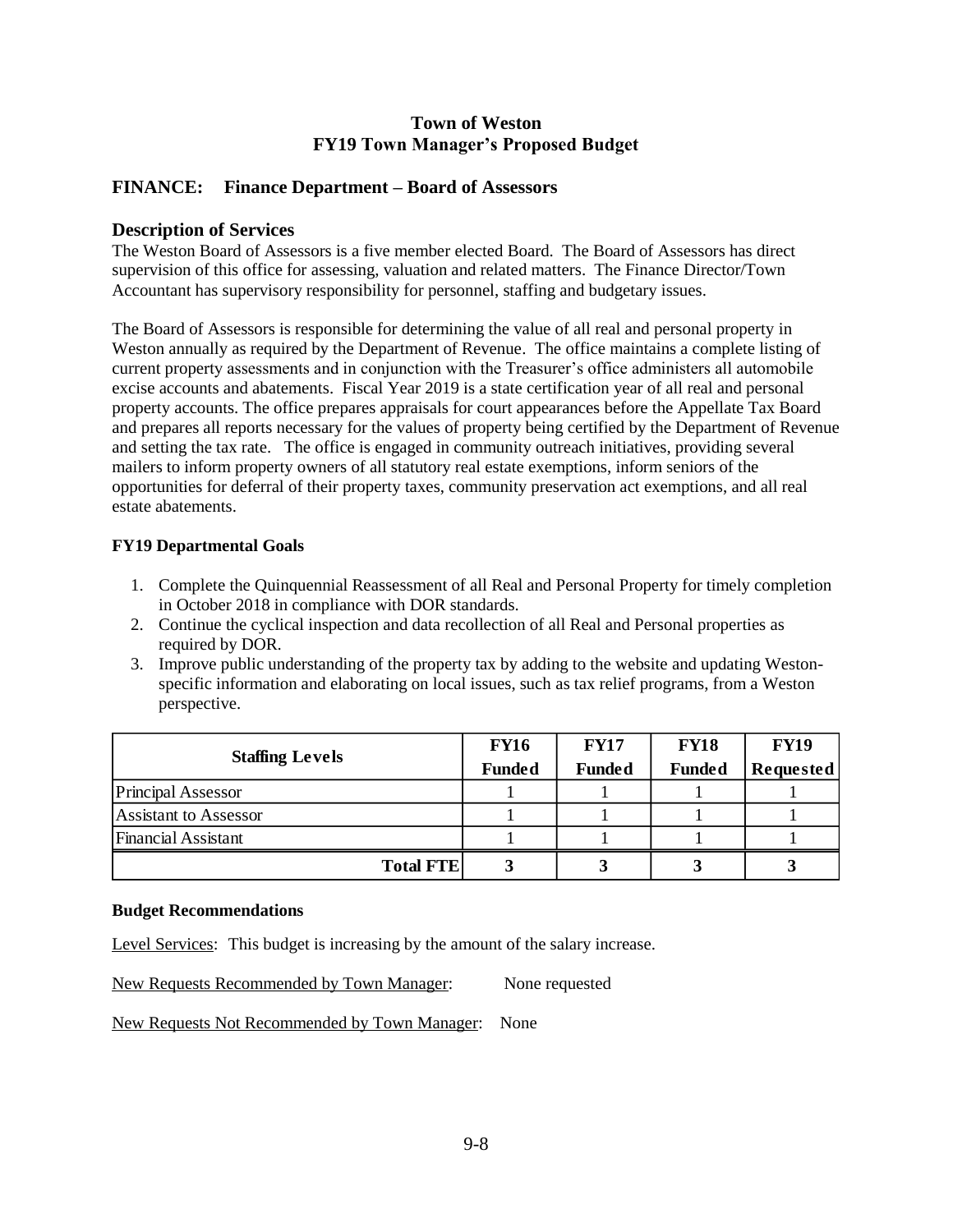**Town of Weston**
**FY19 Town Manager's Proposed Budget**

## FINANCE: Finance Department – Board of Assessors

### Description of Services

The Weston Board of Assessors is a five member elected Board. The Board of Assessors has direct supervision of this office for assessing, valuation and related matters. The Finance Director/Town Accountant has supervisory responsibility for personnel, staffing and budgetary issues.

The Board of Assessors is responsible for determining the value of all real and personal property in Weston annually as required by the Department of Revenue. The office maintains a complete listing of current property assessments and in conjunction with the Treasurer's office administers all automobile excise accounts and abatements. Fiscal Year 2019 is a state certification year of all real and personal property accounts. The office prepares appraisals for court appearances before the Appellate Tax Board and prepares all reports necessary for the values of property being certified by the Department of Revenue and setting the tax rate. The office is engaged in community outreach initiatives, providing several mailers to inform property owners of all statutory real estate exemptions, inform seniors of the opportunities for deferral of their property taxes, community preservation act exemptions, and all real estate abatements.

**FY19 Departmental Goals**

1. Complete the Quinquennial Reassessment of all Real and Personal Property for timely completion in October 2018 in compliance with DOR standards.
2. Continue the cyclical inspection and data recollection of all Real and Personal properties as required by DOR.
3. Improve public understanding of the property tax by adding to the website and updating Weston-specific information and elaborating on local issues, such as tax relief programs, from a Weston perspective.

| Staffing Levels | FY16 Funded | FY17 Funded | FY18 Funded | FY19 Requested |
|---|---|---|---|---|
| Principal Assessor | 1 | 1 | 1 | 1 |
| Assistant to Assessor | 1 | 1 | 1 | 1 |
| Financial Assistant | 1 | 1 | 1 | 1 |
| **Total FTE** | **3** | **3** | **3** | **3** |

**Budget Recommendations**

Level Services: This budget is increasing by the amount of the salary increase.

New Requests Recommended by Town Manager: None requested

New Requests Not Recommended by Town Manager: None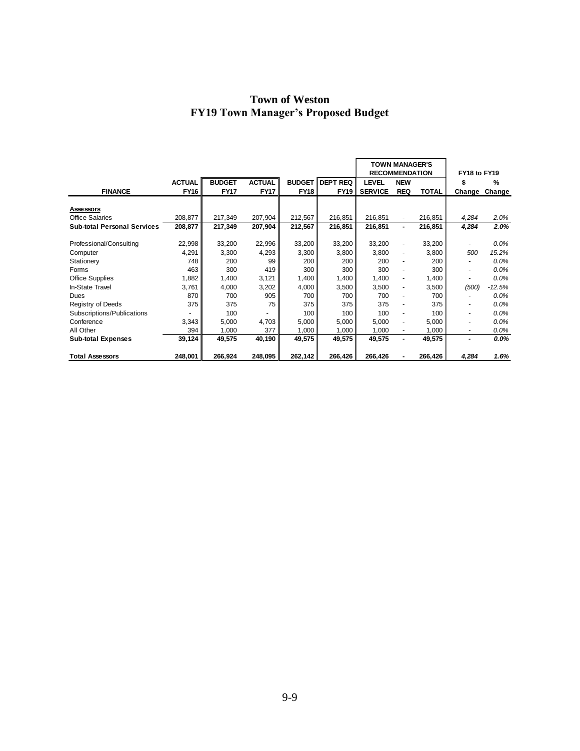# Town of Weston
## FY19 Town Manager's Proposed Budget

| FINANCE | ACTUAL FY16 | BUDGET FY17 | ACTUAL FY17 | BUDGET FY18 | DEPT REQ FY19 | TOWN MANAGER'S RECOMMENDATION LEVEL SERVICE | NEW REQ | TOTAL | FY18 to FY19 $ Change | % Change |
|---|---|---|---|---|---|---|---|---|---|---|
| **Assessors** | | | | | | | | | | |
| Office Salaries | 208,877 | 217,349 | 207,904 | 212,567 | 216,851 | 216,851 | - | 216,851 | *4,284* | *2.0%* |
| **Sub-total Personal Services** | **208,877** | **217,349** | **207,904** | **212,567** | **216,851** | **216,851** | **-** | **216,851** | ***4,284*** | ***2.0%*** |
| Professional/Consulting | 22,998 | 33,200 | 22,996 | 33,200 | 33,200 | 33,200 | - | 33,200 | - | *0.0%* |
| Computer | 4,291 | 3,300 | 4,293 | 3,300 | 3,800 | 3,800 | - | 3,800 | *500* | *15.2%* |
| Stationery | 748 | 200 | 99 | 200 | 200 | 200 | - | 200 | - | *0.0%* |
| Forms | 463 | 300 | 419 | 300 | 300 | 300 | - | 300 | - | *0.0%* |
| Office Supplies | 1,882 | 1,400 | 3,121 | 1,400 | 1,400 | 1,400 | - | 1,400 | - | *0.0%* |
| In-State Travel | 3,761 | 4,000 | 3,202 | 4,000 | 3,500 | 3,500 | - | 3,500 | *(500)* | *-12.5%* |
| Dues | 870 | 700 | 905 | 700 | 700 | 700 | - | 700 | - | *0.0%* |
| Registry of Deeds | 375 | 375 | 75 | 375 | 375 | 375 | - | 375 | - | *0.0%* |
| Subscriptions/Publications | - | 100 | - | 100 | 100 | 100 | - | 100 | - | *0.0%* |
| Conference | 3,343 | 5,000 | 4,703 | 5,000 | 5,000 | 5,000 | - | 5,000 | - | *0.0%* |
| All Other | 394 | 1,000 | 377 | 1,000 | 1,000 | 1,000 | - | 1,000 | - | *0.0%* |
| **Sub-total Expenses** | **39,124** | **49,575** | **40,190** | **49,575** | **49,575** | **49,575** | **-** | **49,575** | **-** | ***0.0%*** |
| **Total Assessors** | **248,001** | **266,924** | **248,095** | **262,142** | **266,426** | **266,426** | **-** | **266,426** | ***4,284*** | ***1.6%*** |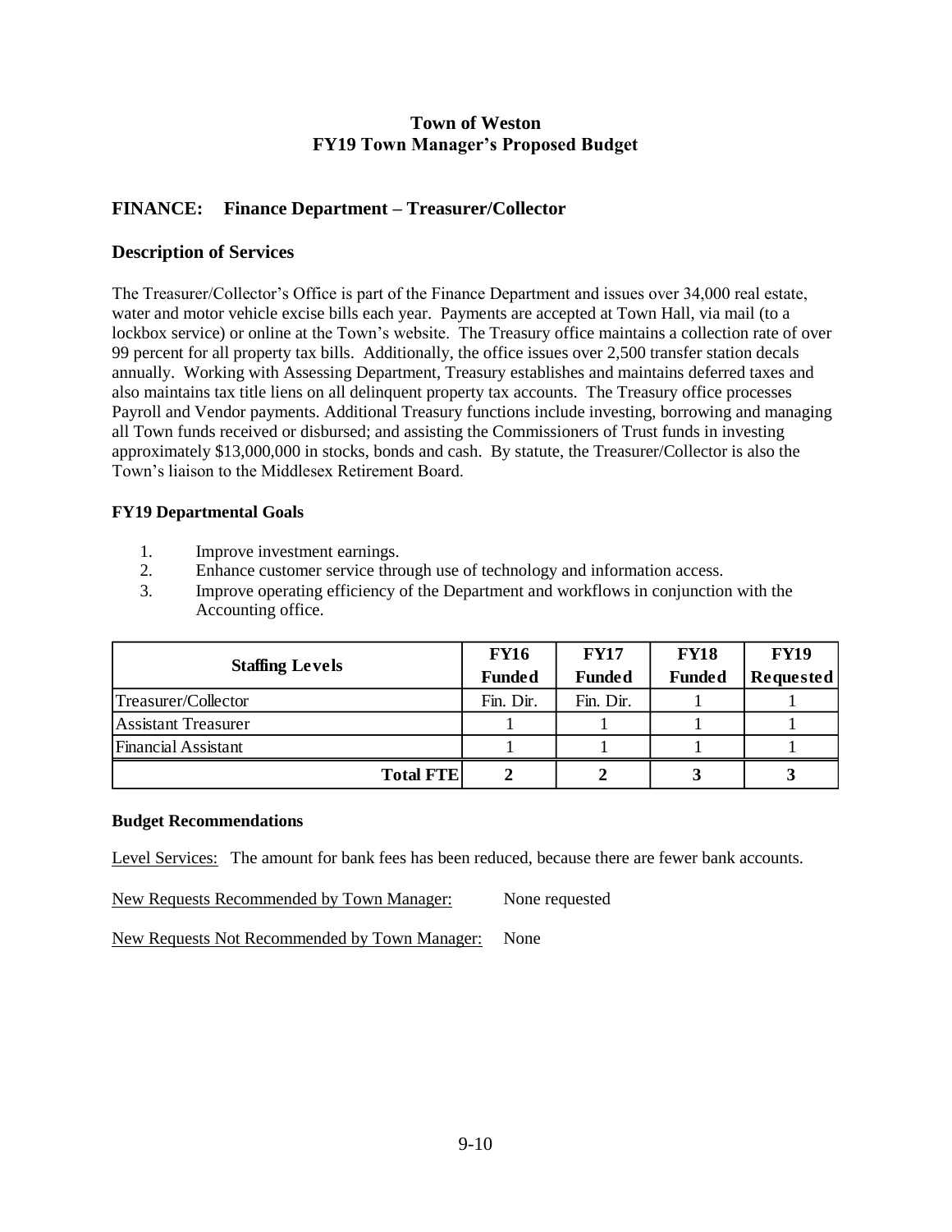**Town of Weston**
**FY19 Town Manager's Proposed Budget**

## FINANCE: Finance Department – Treasurer/Collector

### Description of Services

The Treasurer/Collector's Office is part of the Finance Department and issues over 34,000 real estate, water and motor vehicle excise bills each year. Payments are accepted at Town Hall, via mail (to a lockbox service) or online at the Town's website. The Treasury office maintains a collection rate of over 99 percent for all property tax bills. Additionally, the office issues over 2,500 transfer station decals annually. Working with Assessing Department, Treasury establishes and maintains deferred taxes and also maintains tax title liens on all delinquent property tax accounts. The Treasury office processes Payroll and Vendor payments. Additional Treasury functions include investing, borrowing and managing all Town funds received or disbursed; and assisting the Commissioners of Trust funds in investing approximately $13,000,000 in stocks, bonds and cash. By statute, the Treasurer/Collector is also the Town's liaison to the Middlesex Retirement Board.

#### FY19 Departmental Goals

1. Improve investment earnings.
2. Enhance customer service through use of technology and information access.
3. Improve operating efficiency of the Department and workflows in conjunction with the Accounting office.

| Staffing Levels | FY16 Funded | FY17 Funded | FY18 Funded | FY19 Requested |
|---|---|---|---|---|
| Treasurer/Collector | Fin. Dir. | Fin. Dir. | 1 | 1 |
| Assistant Treasurer | 1 | 1 | 1 | 1 |
| Financial Assistant | 1 | 1 | 1 | 1 |
| **Total FTE** | **2** | **2** | **3** | **3** |

#### Budget Recommendations

Level Services: The amount for bank fees has been reduced, because there are fewer bank accounts.

New Requests Recommended by Town Manager: None requested

New Requests Not Recommended by Town Manager: None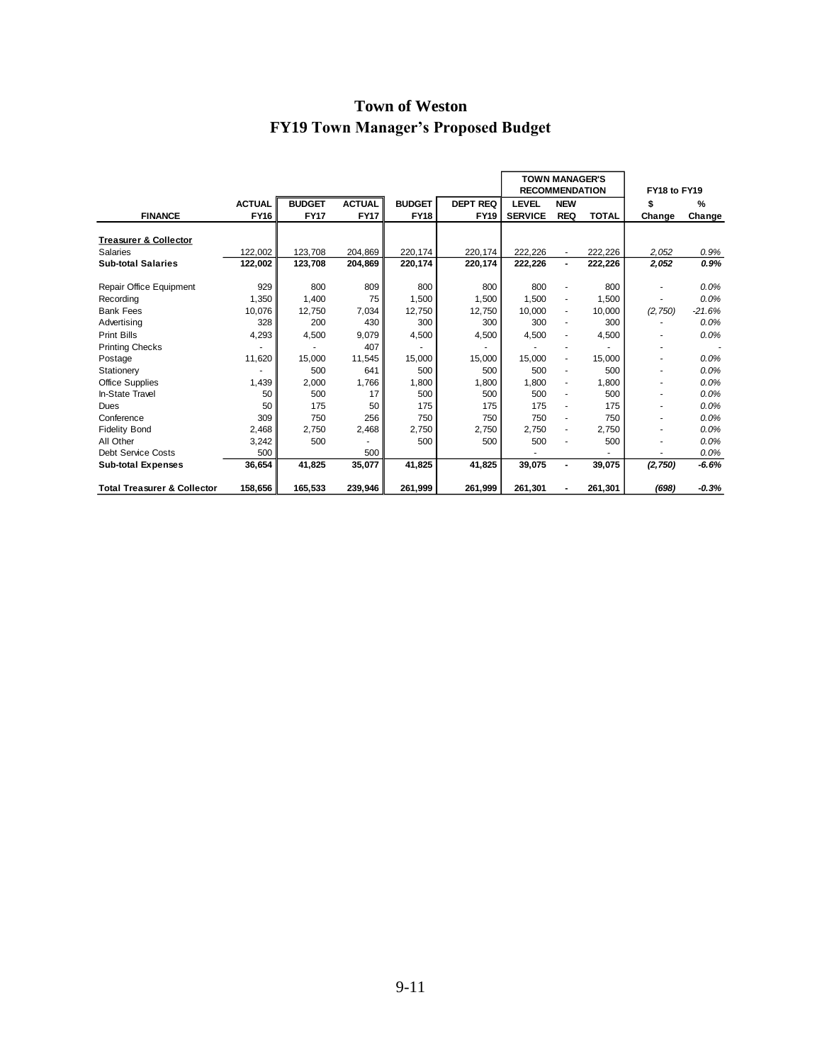# Town of Weston
## FY19 Town Manager's Proposed Budget

| FINANCE | ACTUAL FY16 | BUDGET FY17 | ACTUAL FY17 | BUDGET FY18 | DEPT REQ FY19 | TOWN MANAGER'S RECOMMENDATION LEVEL SERVICE | NEW REQ | TOTAL | FY18 to FY19 $ Change | % Change |
|---|---|---|---|---|---|---|---|---|---|---|
| **Treasurer & Collector** | | | | | | | | | | |
| Salaries | 122,002 | 123,708 | 204,869 | 220,174 | 220,174 | 222,226 | - | 222,226 | *2,052* | *0.9%* |
| **Sub-total Salaries** | **122,002** | **123,708** | **204,869** | **220,174** | **220,174** | **222,226** | **-** | **222,226** | ***2,052*** | ***0.9%*** |
| | | | | | | | | | | |
| Repair Office Equipment | 929 | 800 | 809 | 800 | 800 | 800 | - | 800 | - | *0.0%* |
| Recording | 1,350 | 1,400 | 75 | 1,500 | 1,500 | 1,500 | - | 1,500 | - | *0.0%* |
| Bank Fees | 10,076 | 12,750 | 7,034 | 12,750 | 12,750 | 10,000 | - | 10,000 | *(2,750)* | *-21.6%* |
| Advertising | 328 | 200 | 430 | 300 | 300 | 300 | - | 300 | - | *0.0%* |
| Print Bills | 4,293 | 4,500 | 9,079 | 4,500 | 4,500 | 4,500 | - | 4,500 | - | *0.0%* |
| Printing Checks | - | - | 407 | - | - | - | - | - | - | - |
| Postage | 11,620 | 15,000 | 11,545 | 15,000 | 15,000 | 15,000 | - | 15,000 | - | *0.0%* |
| Stationery | - | 500 | 641 | 500 | 500 | 500 | - | 500 | - | *0.0%* |
| Office Supplies | 1,439 | 2,000 | 1,766 | 1,800 | 1,800 | 1,800 | - | 1,800 | - | *0.0%* |
| In-State Travel | 50 | 500 | 17 | 500 | 500 | 500 | - | 500 | - | *0.0%* |
| Dues | 50 | 175 | 50 | 175 | 175 | 175 | - | 175 | - | *0.0%* |
| Conference | 309 | 750 | 256 | 750 | 750 | 750 | - | 750 | - | *0.0%* |
| Fidelity Bond | 2,468 | 2,750 | 2,468 | 2,750 | 2,750 | 2,750 | - | 2,750 | - | *0.0%* |
| All Other | 3,242 | 500 | - | 500 | 500 | 500 | - | 500 | - | *0.0%* |
| Debt Service Costs | 500 | | 500 | | | - | | - | - | *0.0%* |
| **Sub-total Expenses** | **36,654** | **41,825** | **35,077** | **41,825** | **41,825** | **39,075** | **-** | **39,075** | ***(2,750)*** | ***-6.6%*** |
| | | | | | | | | | | |
| **Total Treasurer & Collector** | **158,656** | **165,533** | **239,946** | **261,999** | **261,999** | **261,301** | **-** | **261,301** | ***(698)*** | ***-0.3%*** |